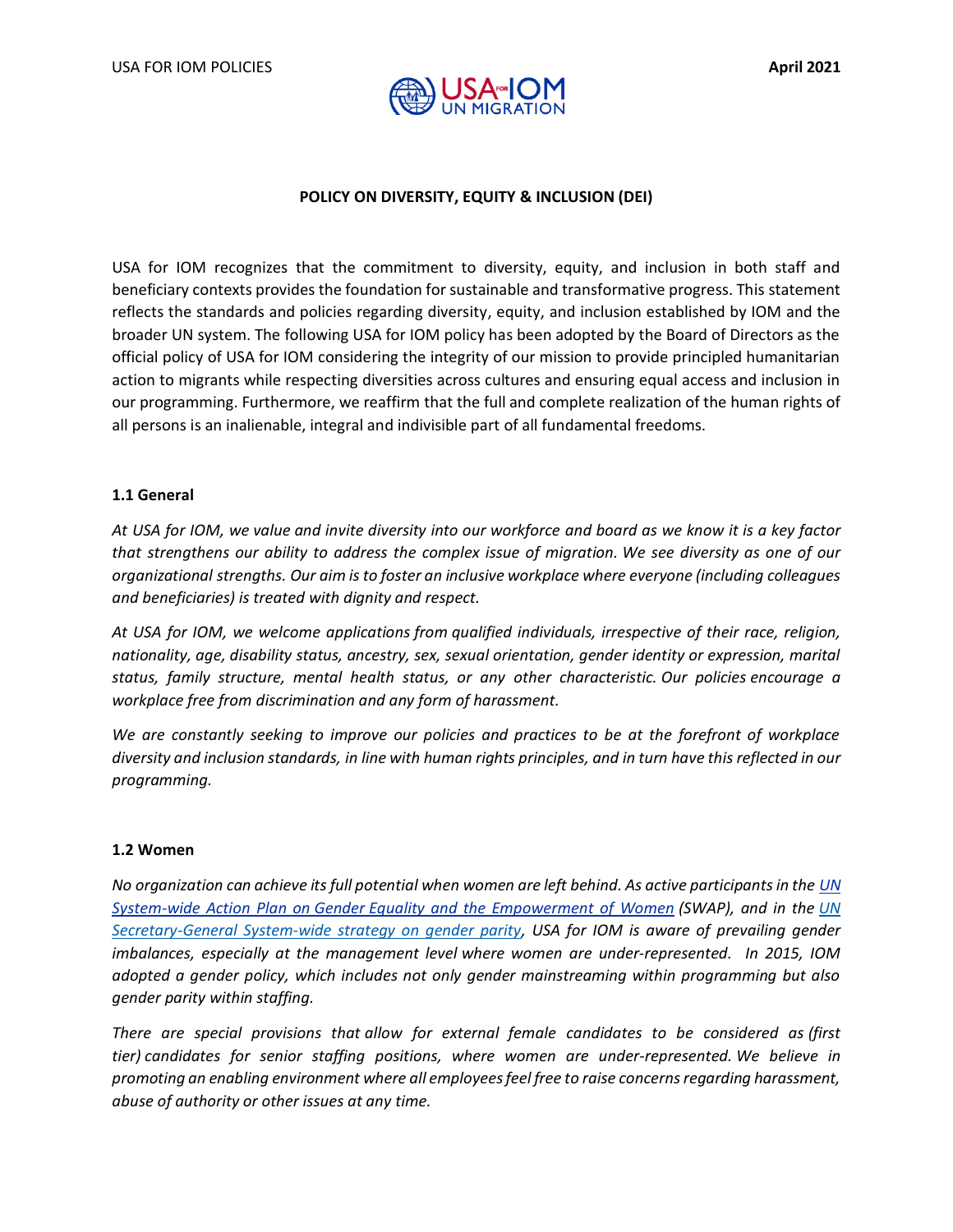# POLICY ON DIVERSITY, EQUITY & INCLUSION (DEI)

USA for IOM recognizes that the commitment to diversity, equity, and inclusion in both staff and beneficiary contexts provides the foundation for sustainable and transformative progress. This statement reflects the standards and policies regarding diversity, equity, and inclusion established by IOM and the broader UN system. The following USA for IOM policy has been adopted by the Board of Directors as the official policy of USA for IOM considering the integrity of our mission to provide principled humanitarian action to migrants while respecting diversities across cultures and ensuring equal access and inclusion in our programming. Furthermore, we reaffirm that the full and complete realization of the human rights of all persons is an inalienable, integral and indivisible part of all fundamental freedoms.

## 1.1 General

*At USA for IOM, we value and invite diversity into our workforce and board as we know it is a key factor that strengthens our ability to address the complex issue of migration. We see diversity as one of our organizational strengths. Our aim is to foster an inclusive workplace where everyone (including colleagues and beneficiaries) is treated with dignity and respect.*

*At USA for IOM, we welcome applications from qualified individuals, irrespective of their race, religion, nationality, age, disability status, ancestry, sex, sexual orientation, gender identity or expression, marital status, family structure, mental health status, or any other characteristic. Our policies encourage a workplace free from discrimination and any form of harassment.*

*We are constantly seeking to improve our policies and practices to be at the forefront of workplace diversity and inclusion standards, in line with human rights principles, and in turn have this reflected in our programming.*

## 1.2 Women

*No organization can achieve its full potential when women are left behind. As active participants in the UN System-wide Action Plan on Gender Equality and the Empowerment of Women (SWAP), and in the UN Secretary-General System-wide strategy on gender parity, USA for IOM is aware of prevailing gender imbalances, especially at the management level where women are under-represented. In 2015, IOM adopted a gender policy, which includes not only gender mainstreaming within programming but also gender parity within staffing.*

*There are special provisions that allow for external female candidates to be considered as (first tier) candidates for senior staffing positions, where women are under-represented. We believe in promoting an enabling environment where all employees feel free to raise concerns regarding harassment, abuse of authority or other issues at any time.*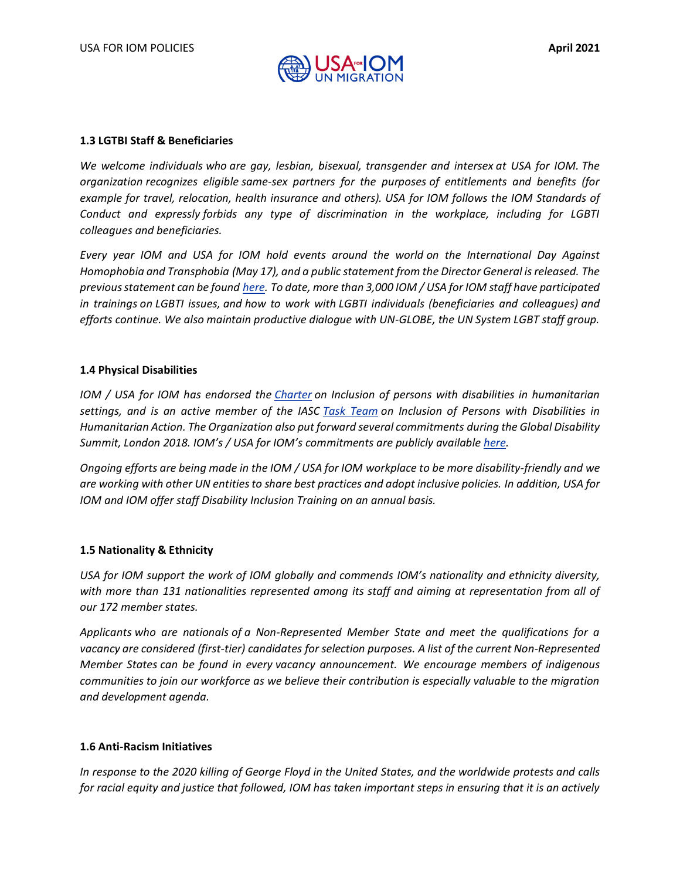### 1.3 LGTBI Staff & Beneficiaries

*We welcome individuals who are gay, lesbian, bisexual, transgender and intersex at USA for IOM. The organization recognizes eligible same-sex partners for the purposes of entitlements and benefits (for example for travel, relocation, health insurance and others). USA for IOM follows the IOM Standards of Conduct and expressly forbids any type of discrimination in the workplace, including for LGBTI colleagues and beneficiaries.*

*Every year IOM and USA for IOM hold events around the world on the International Day Against Homophobia and Transphobia (May 17), and a public statement from the Director General is released. The previous statement can be found [here](). To date, more than 3,000 IOM / USA for IOM staff have participated in trainings on LGBTI issues, and how to work with LGBTI individuals (beneficiaries and colleagues) and efforts continue. We also maintain productive dialogue with UN-GLOBE, the UN System LGBT staff group.*

### 1.4 Physical Disabilities

*IOM / USA for IOM has endorsed the [Charter]() on Inclusion of persons with disabilities in humanitarian settings, and is an active member of the IASC [Task Team]() on Inclusion of Persons with Disabilities in Humanitarian Action. The Organization also put forward several commitments during the Global Disability Summit, London 2018. IOM's / USA for IOM's commitments are publicly available [here]().*

*Ongoing efforts are being made in the IOM / USA for IOM workplace to be more disability-friendly and we are working with other UN entities to share best practices and adopt inclusive policies. In addition, USA for IOM and IOM offer staff Disability Inclusion Training on an annual basis.*

### 1.5 Nationality & Ethnicity

*USA for IOM support the work of IOM globally and commends IOM's nationality and ethnicity diversity, with more than 131 nationalities represented among its staff and aiming at representation from all of our 172 member states.*

*Applicants who are nationals of a Non-Represented Member State and meet the qualifications for a vacancy are considered (first-tier) candidates for selection purposes. A list of the current Non-Represented Member States can be found in every vacancy announcement. We encourage members of indigenous communities to join our workforce as we believe their contribution is especially valuable to the migration and development agenda.*

### 1.6 Anti-Racism Initiatives

*In response to the 2020 killing of George Floyd in the United States, and the worldwide protests and calls for racial equity and justice that followed, IOM has taken important steps in ensuring that it is an actively*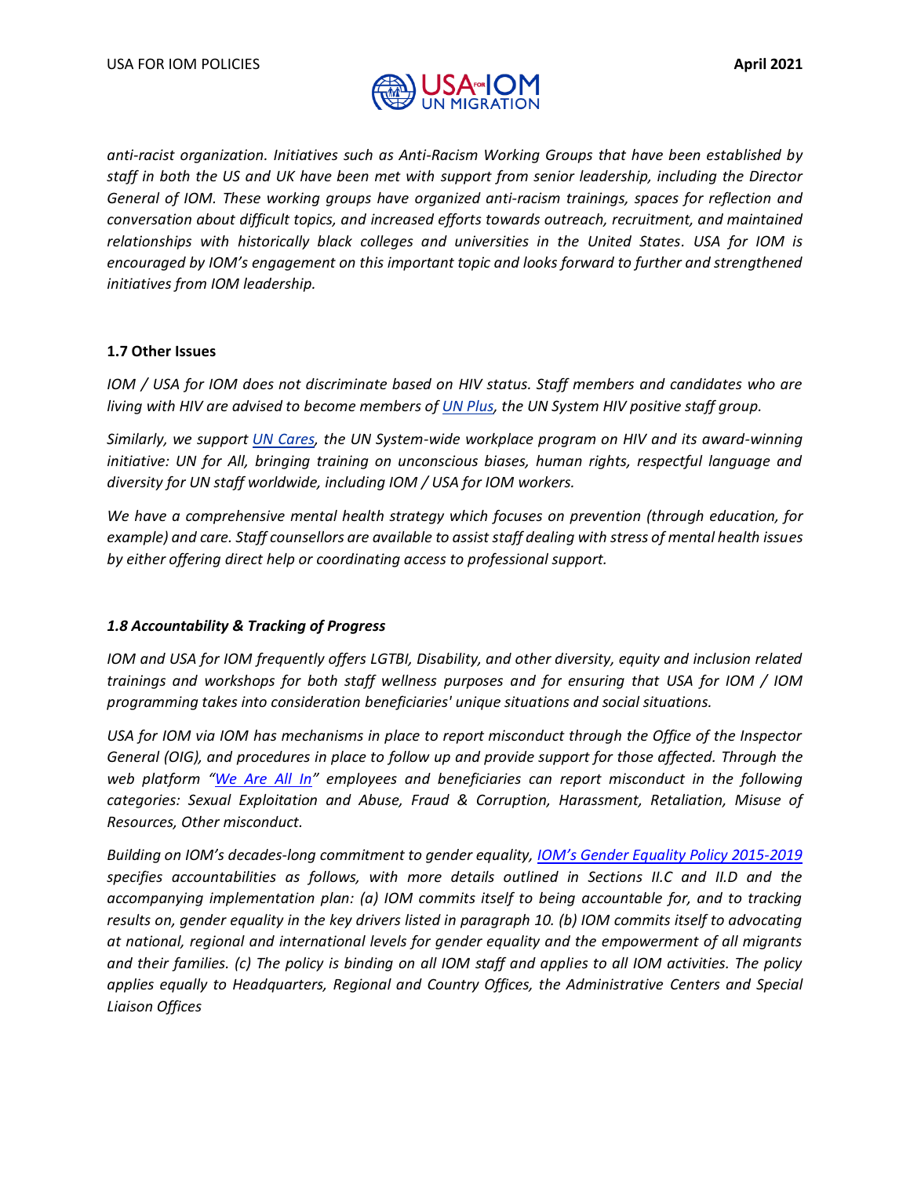*anti-racist organization. Initiatives such as Anti-Racism Working Groups that have been established by staff in both the US and UK have been met with support from senior leadership, including the Director General of IOM. These working groups have organized anti-racism trainings, spaces for reflection and conversation about difficult topics, and increased efforts towards outreach, recruitment, and maintained relationships with historically black colleges and universities in the United States. USA for IOM is encouraged by IOM's engagement on this important topic and looks forward to further and strengthened initiatives from IOM leadership.*

### 1.7 Other Issues

*IOM / USA for IOM does not discriminate based on HIV status. Staff members and candidates who are living with HIV are advised to become members of UN Plus, the UN System HIV positive staff group.*

*Similarly, we support UN Cares, the UN System-wide workplace program on HIV and its award-winning initiative: UN for All, bringing training on unconscious biases, human rights, respectful language and diversity for UN staff worldwide, including IOM / USA for IOM workers.*

*We have a comprehensive mental health strategy which focuses on prevention (through education, for example) and care. Staff counsellors are available to assist staff dealing with stress of mental health issues by either offering direct help or coordinating access to professional support.*

### *1.8 Accountability & Tracking of Progress*

*IOM and USA for IOM frequently offers LGTBI, Disability, and other diversity, equity and inclusion related trainings and workshops for both staff wellness purposes and for ensuring that USA for IOM / IOM programming takes into consideration beneficiaries' unique situations and social situations.*

*USA for IOM via IOM has mechanisms in place to report misconduct through the Office of the Inspector General (OIG), and procedures in place to follow up and provide support for those affected. Through the web platform "We Are All In" employees and beneficiaries can report misconduct in the following categories: Sexual Exploitation and Abuse, Fraud & Corruption, Harassment, Retaliation, Misuse of Resources, Other misconduct.*

*Building on IOM's decades-long commitment to gender equality, IOM's Gender Equality Policy 2015-2019 specifies accountabilities as follows, with more details outlined in Sections II.C and II.D and the accompanying implementation plan: (a) IOM commits itself to being accountable for, and to tracking results on, gender equality in the key drivers listed in paragraph 10. (b) IOM commits itself to advocating at national, regional and international levels for gender equality and the empowerment of all migrants and their families. (c) The policy is binding on all IOM staff and applies to all IOM activities. The policy applies equally to Headquarters, Regional and Country Offices, the Administrative Centers and Special Liaison Offices*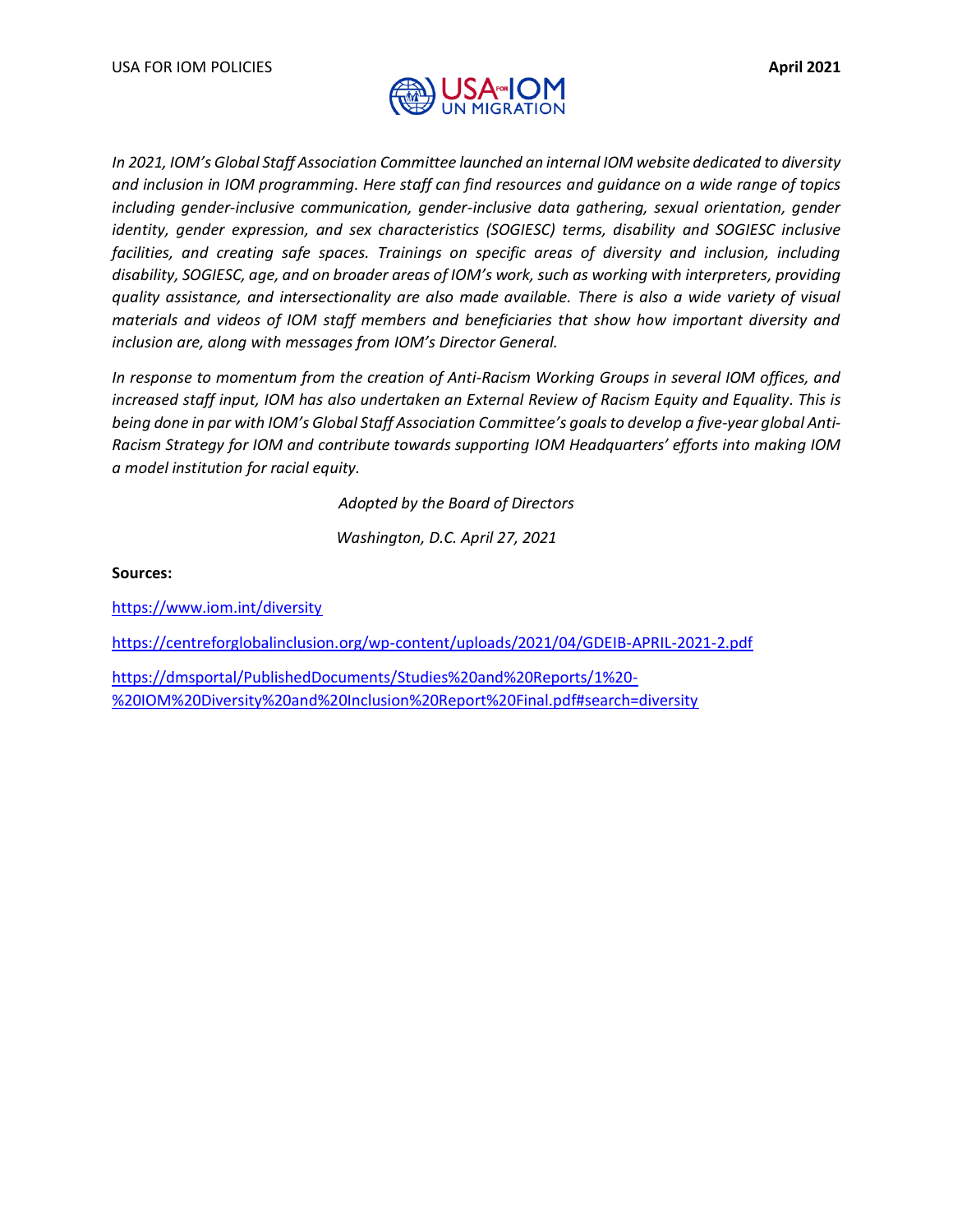*In 2021, IOM's Global Staff Association Committee launched an internal IOM website dedicated to diversity and inclusion in IOM programming. Here staff can find resources and guidance on a wide range of topics including gender-inclusive communication, gender-inclusive data gathering, sexual orientation, gender identity, gender expression, and sex characteristics (SOGIESC) terms, disability and SOGIESC inclusive facilities, and creating safe spaces. Trainings on specific areas of diversity and inclusion, including disability, SOGIESC, age, and on broader areas of IOM's work, such as working with interpreters, providing quality assistance, and intersectionality are also made available. There is also a wide variety of visual materials and videos of IOM staff members and beneficiaries that show how important diversity and inclusion are, along with messages from IOM's Director General.*

*In response to momentum from the creation of Anti-Racism Working Groups in several IOM offices, and increased staff input, IOM has also undertaken an External Review of Racism Equity and Equality. This is being done in par with IOM's Global Staff Association Committee's goals to develop a five-year global Anti-Racism Strategy for IOM and contribute towards supporting IOM Headquarters' efforts into making IOM a model institution for racial equity.*

*Adopted by the Board of Directors*

*Washington, D.C. April 27, 2021*

**Sources:**

https://www.iom.int/diversity

https://centreforglobalinclusion.org/wp-content/uploads/2021/04/GDEIB-APRIL-2021-2.pdf

https://dmsportal/PublishedDocuments/Studies%20and%20Reports/1%20-%20IOM%20Diversity%20and%20Inclusion%20Report%20Final.pdf#search=diversity